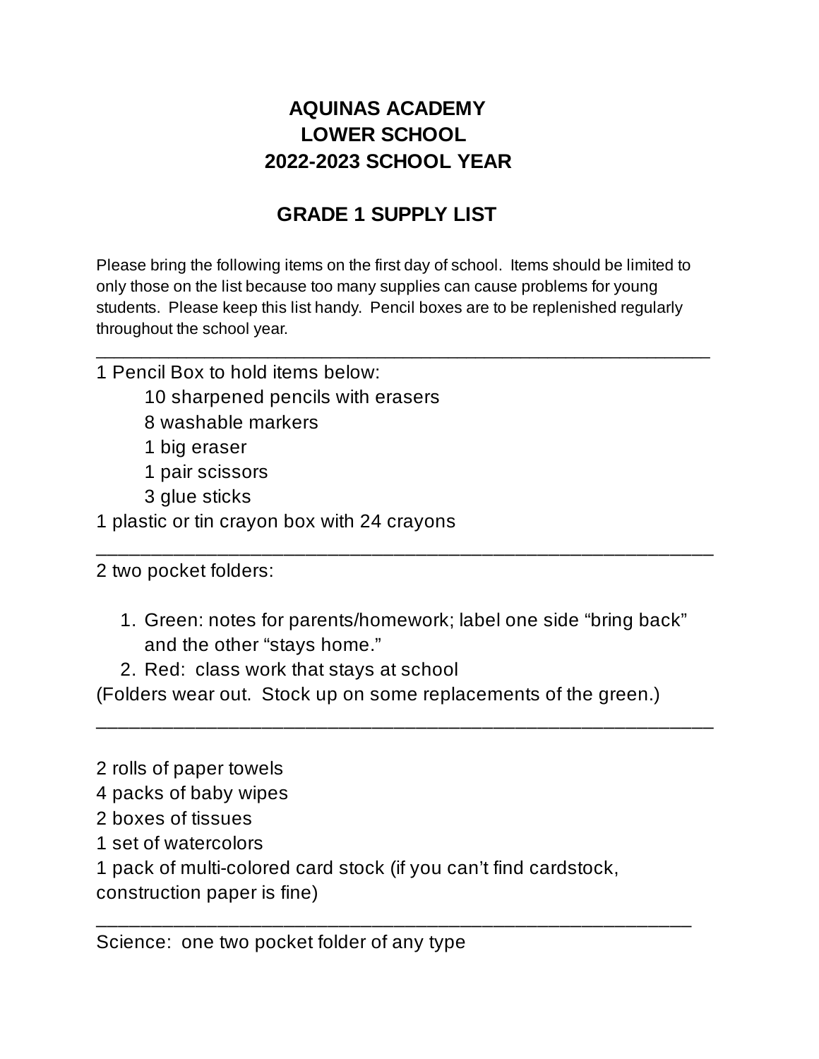# AQUINAS ACADEMY
## LOWER SCHOOL
## 2022-2023 SCHOOL YEAR

## GRADE 1 SUPPLY LIST

Please bring the following items on the first day of school. Items should be limited to only those on the list because too many supplies can cause problems for young students. Please keep this list handy. Pencil boxes are to be replenished regularly throughout the school year.

---

1 Pencil Box to hold items below:
- 10 sharpened pencils with erasers
- 8 washable markers
- 1 big eraser
- 1 pair scissors
- 3 glue sticks

1 plastic or tin crayon box with 24 crayons

---

2 two pocket folders:

1. Green: notes for parents/homework; label one side "bring back" and the other "stays home."
2. Red: class work that stays at school

(Folders wear out. Stock up on some replacements of the green.)

---

2 rolls of paper towels
4 packs of baby wipes
2 boxes of tissues
1 set of watercolors
1 pack of multi-colored card stock (if you can't find cardstock, construction paper is fine)

---

Science: one two pocket folder of any type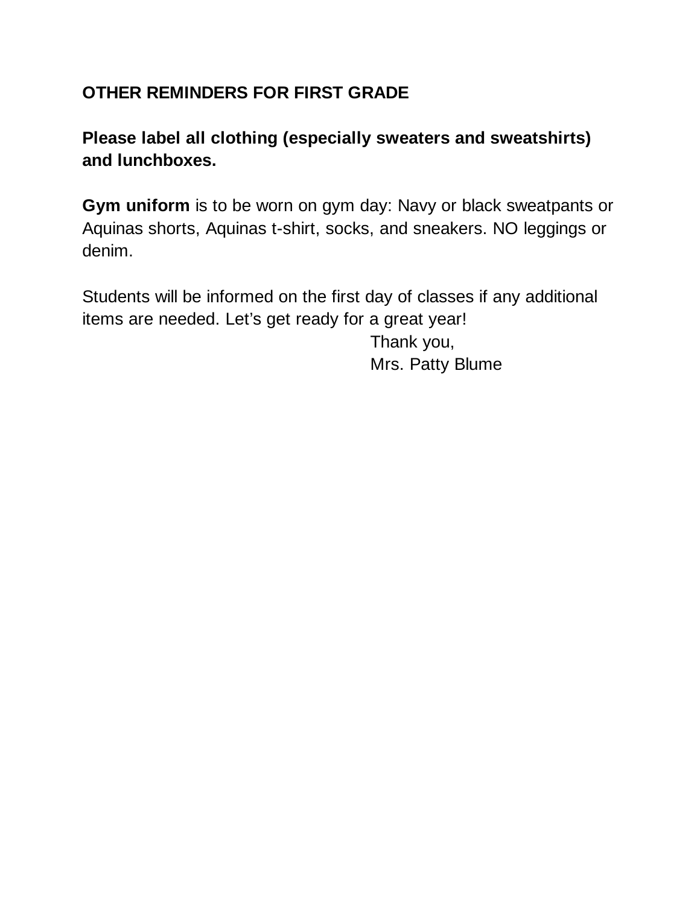**OTHER REMINDERS FOR FIRST GRADE**

**Please label all clothing (especially sweaters and sweatshirts) and lunchboxes.**

**Gym uniform** is to be worn on gym day: Navy or black sweatpants or Aquinas shorts, Aquinas t-shirt, socks, and sneakers. NO leggings or denim.

Students will be informed on the first day of classes if any additional items are needed. Let's get ready for a great year!

Thank you,
Mrs. Patty Blume